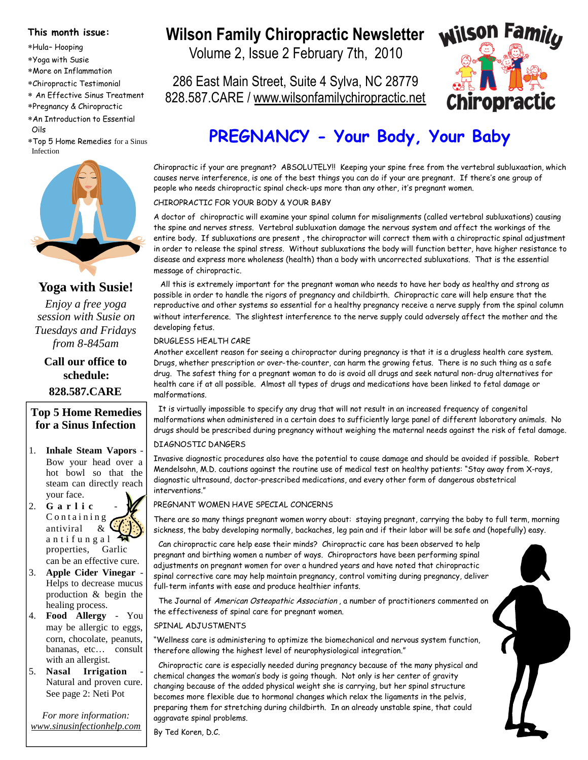# Wilson Family Chiropractic Newsletter

Volume 2, Issue 2 February 7th, 2010

286 East Main Street, Suite 4 Sylva, NC 28779

828.587.CARE / www.wilsonfamilychiropractic.net

**This month issue:**

- Hula– Hooping
- Yoga with Susie
- More on Inflammation
- Chiropractic Testimonial
- An Effective Sinus Treatment
- Pregnancy & Chiropractic
- An Introduction to Essential Oils
- Top 5 Home Remedies for a Sinus Infection

## Yoga with Susie!

*Enjoy a free yoga session with Susie on Tuesdays and Fridays from 8-845am*

**Call our office to schedule:**

**828.587.CARE**

## Top 5 Home Remedies for a Sinus Infection

1. **Inhale Steam Vapors** - Bow your head over a hot bowl so that the steam can directly reach your face.
2. **Garlic** - Containing antiviral & antifungal properties, Garlic can be an effective cure.
3. **Apple Cider Vinegar** - Helps to decrease mucus production & begin the healing process.
4. **Food Allergy** - You may be allergic to eggs, corn, chocolate, peanuts, bananas, etc… consult with an allergist.
5. **Nasal Irrigation** - Natural and proven cure. See page 2: Neti Pot

*For more information: www.sinusinfectionhelp.com*

# PREGNANCY - Your Body, Your Baby

Chiropractic if your are pregnant? ABSOLUTELY!! Keeping your spine free from the vertebral subluxaation, which causes nerve interference, is one of the best things you can do if your are pregnant. If there's one group of people who needs chiropractic spinal check-ups more than any other, it's pregnant women.

CHIROPRACTIC FOR YOUR BODY & YOUR BABY

A doctor of chiropractic will examine your spinal column for misalignments (called vertebral subluxations) causing the spine and nerves stress. Vertebral subluxation damage the nervous system and affect the workings of the entire body. If subluxations are present , the chiropractor will correct them with a chiropractic spinal adjustment in order to release the spinal stress. Without subluxations the body will function better, have higher resistance to disease and express more wholeness (health) than a body with uncorrected subluxations. That is the essential message of chiropractic.

All this is extremely important for the pregnant woman who needs to have her body as healthy and strong as possible in order to handle the rigors of pregnancy and childbirth. Chiropractic care will help ensure that the reproductive and other systems so essential for a healthy pregnancy receive a nerve supply from the spinal column without interference. The slightest interference to the nerve supply could adversely affect the mother and the developing fetus.

DRUGLESS HEALTH CARE

Another excellent reason for seeing a chiropractor during pregnancy is that it is a drugless health care system. Drugs, whether prescription or over-the-counter, can harm the growing fetus. There is no such thing as a safe drug. The safest thing for a pregnant woman to do is avoid all drugs and seek natural non-drug alternatives for health care if at all possible. Almost all types of drugs and medications have been linked to fetal damage or malformations.

It is virtually impossible to specify any drug that will not result in an increased frequency of congenital malformations when administered in a certain does to sufficiently large panel of different laboratory animals. No drugs should be prescribed during pregnancy without weighing the maternal needs against the risk of fetal damage.

DIAGNOSTIC DANGERS

Invasive diagnostic procedures also have the potential to cause damage and should be avoided if possible. Robert Mendelsohn, M.D. cautions against the routine use of medical test on healthy patients: "Stay away from X-rays, diagnostic ultrasound, doctor-prescribed medications, and every other form of dangerous obstetrical interventions."

PREGNANT WOMEN HAVE SPECIAL CONCERNS

There are so many things pregnant women worry about: staying pregnant, carrying the baby to full term, morning sickness, the baby developing normally, backaches, leg pain and if their labor will be safe and (hopefully) easy.

Can chiropractic care help ease their minds? Chiropractic care has been observed to help pregnant and birthing women a number of ways. Chiropractors have been performing spinal adjustments on pregnant women for over a hundred years and have noted that chiropractic spinal corrective care may help maintain pregnancy, control vomiting during pregnancy, deliver full-term infants with ease and produce healthier infants.

The Journal of *American Osteopathic Association* , a number of practitioners commented on the effectiveness of spinal care for pregnant women.

SPINAL ADJUSTMENTS

"Wellness care is administering to optimize the biomechanical and nervous system function, therefore allowing the highest level of neurophysiological integration."

Chiropractic care is especially needed during pregnancy because of the many physical and chemical changes the woman's body is going though. Not only is her center of gravity changing because of the added physical weight she is carrying, but her spinal structure becomes more flexible due to hormonal changes which relax the ligaments in the pelvis, preparing them for stretching during childbirth. In an already unstable spine, that could aggravate spinal problems.

By Ted Koren, D.C.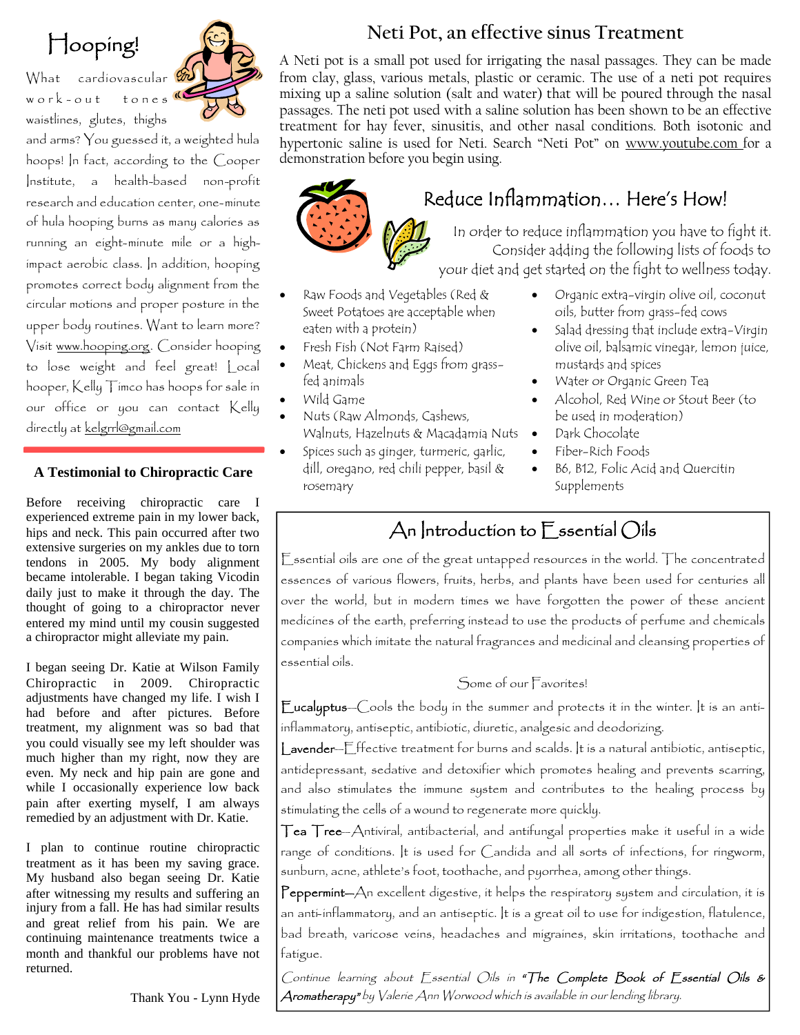# Hooping!

What cardiovascular work-out tones waistlines, glutes, thighs and arms? You guessed it, a weighted hula hoops! In fact, according to the Cooper Institute, a health-based non-profit research and education center, one-minute of hula hooping burns as many calories as running an eight-minute mile or a high-impact aerobic class. In addition, hooping promotes correct body alignment from the circular motions and proper posture in the upper body routines. Want to learn more? Visit www.hooping.org. Consider hooping to lose weight and feel great! Local hooper, Kelly Timco has hoops for sale in our office or you can contact Kelly directly at kelgrrl@gmail.com

## A Testimonial to Chiropractic Care

Before receiving chiropractic care I experienced extreme pain in my lower back, hips and neck. This pain occurred after two extensive surgeries on my ankles due to torn tendons in 2005. My body alignment became intolerable. I began taking Vicodin daily just to make it through the day. The thought of going to a chiropractor never entered my mind until my cousin suggested a chiropractor might alleviate my pain.

I began seeing Dr. Katie at Wilson Family Chiropractic in 2009. Chiropractic adjustments have changed my life. I wish I had before and after pictures. Before treatment, my alignment was so bad that you could visually see my left shoulder was much higher than my right, now they are even. My neck and hip pain are gone and while I occasionally experience low back pain after exerting myself, I am always remedied by an adjustment with Dr. Katie.

I plan to continue routine chiropractic treatment as it has been my saving grace. My husband also began seeing Dr. Katie after witnessing my results and suffering an injury from a fall. He has had similar results and great relief from his pain. We are continuing maintenance treatments twice a month and thankful our problems have not returned.

Thank You - Lynn Hyde

# Neti Pot, an effective sinus Treatment

A Neti pot is a small pot used for irrigating the nasal passages. They can be made from clay, glass, various metals, plastic or ceramic. The use of a neti pot requires mixing up a saline solution (salt and water) that will be poured through the nasal passages. The neti pot used with a saline solution has been shown to be an effective treatment for hay fever, sinusitis, and other nasal conditions. Both isotonic and hypertonic saline is used for Neti. Search "Neti Pot" on www.youtube.com for a demonstration before you begin using.

# Reduce Inflammation… Here's How!

In order to reduce inflammation you have to fight it. Consider adding the following lists of foods to your diet and get started on the fight to wellness today.

- Raw Foods and Vegetables (Red & Sweet Potatoes are acceptable when eaten with a protein)
- Fresh Fish (Not Farm Raised)
- Meat, Chickens and Eggs from grass-fed animals
- Wild Game
- Nuts (Raw Almonds, Cashews, Walnuts, Hazelnuts & Macadamia Nuts
- Spices such as ginger, turmeric, garlic, dill, oregano, red chili pepper, basil & rosemary
- Organic extra-virgin olive oil, coconut oils, butter from grass-fed cows
- Salad dressing that include extra-Virgin olive oil, balsamic vinegar, lemon juice, mustards and spices
- Water or Organic Green Tea
- Alcohol, Red Wine or Stout Beer (to be used in moderation)
- Dark Chocolate
- Fiber-Rich Foods
- B6, B12, Folic Acid and Quercitin Supplements

# An Introduction to Essential Oils

Essential oils are one of the great untapped resources in the world. The concentrated essences of various flowers, fruits, herbs, and plants have been used for centuries all over the world, but in modern times we have forgotten the power of these ancient medicines of the earth, preferring instead to use the products of perfume and chemicals companies which imitate the natural fragrances and medicinal and cleansing properties of essential oils.

Some of our Favorites!

**Eucalyptus**—Cools the body in the summer and protects it in the winter. It is an anti-inflammatory, antiseptic, antibiotic, diuretic, analgesic and deodorizing.

**Lavender**—Effective treatment for burns and scalds. It is a natural antibiotic, antiseptic, antidepressant, sedative and detoxifier which promotes healing and prevents scarring, and also stimulates the immune system and contributes to the healing process by stimulating the cells of a wound to regenerate more quickly.

**Tea Tree**—Antiviral, antibacterial, and antifungal properties make it useful in a wide range of conditions. It is used for Candida and all sorts of infections, for ringworm, sunburn, acne, athlete's foot, toothache, and pyorrhea, among other things.

**Peppermint**—An excellent digestive, it helps the respiratory system and circulation, it is an anti-inflammatory, and an antiseptic. It is a great oil to use for indigestion, flatulence, bad breath, varicose veins, headaches and migraines, skin irritations, toothache and fatigue.

*Continue learning about Essential Oils in* ***"The Complete Book of Essential Oils & Aromatherapy"*** *by Valerie Ann Worwood which is available in our lending library.*